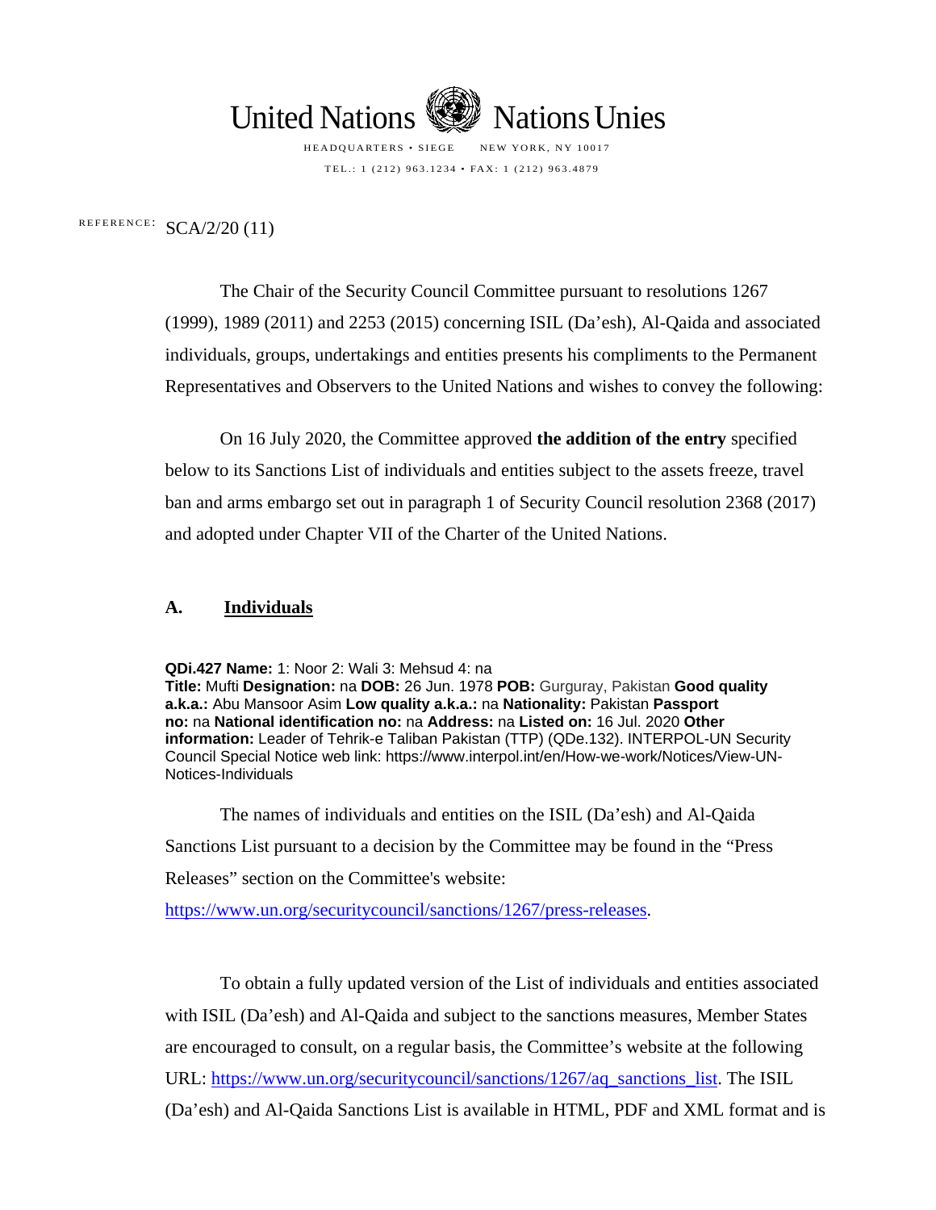United Nations Nations Unies

HEADQUARTERS • SIEGE NEW YORK, NY 10017

TEL.: 1 (212) 963.1234 • FAX: 1 (212) 963.4879

REFERENCE: SCA/2/20 (11)

The Chair of the Security Council Committee pursuant to resolutions 1267 (1999), 1989 (2011) and 2253 (2015) concerning ISIL (Da'esh), Al-Qaida and associated individuals, groups, undertakings and entities presents his compliments to the Permanent Representatives and Observers to the United Nations and wishes to convey the following:

On 16 July 2020, the Committee approved **the addition of the entry** specified below to its Sanctions List of individuals and entities subject to the assets freeze, travel ban and arms embargo set out in paragraph 1 of Security Council resolution 2368 (2017) and adopted under Chapter VII of the Charter of the United Nations.

## A. Individuals

**QDi.427 Name:** 1: Noor 2: Wali 3: Mehsud 4: na
**Title:** Mufti **Designation:** na **DOB:** 26 Jun. 1978 **POB:** Gurguray, Pakistan **Good quality a.k.a.:** Abu Mansoor Asim **Low quality a.k.a.:** na **Nationality:** Pakistan **Passport no:** na **National identification no:** na **Address:** na **Listed on:** 16 Jul. 2020 **Other information:** Leader of Tehrik-e Taliban Pakistan (TTP) (QDe.132). INTERPOL-UN Security Council Special Notice web link: https://www.interpol.int/en/How-we-work/Notices/View-UN-Notices-Individuals

The names of individuals and entities on the ISIL (Da'esh) and Al-Qaida Sanctions List pursuant to a decision by the Committee may be found in the "Press Releases" section on the Committee's website: https://www.un.org/securitycouncil/sanctions/1267/press-releases.

To obtain a fully updated version of the List of individuals and entities associated with ISIL (Da'esh) and Al-Qaida and subject to the sanctions measures, Member States are encouraged to consult, on a regular basis, the Committee's website at the following URL: https://www.un.org/securitycouncil/sanctions/1267/aq_sanctions_list. The ISIL (Da'esh) and Al-Qaida Sanctions List is available in HTML, PDF and XML format and is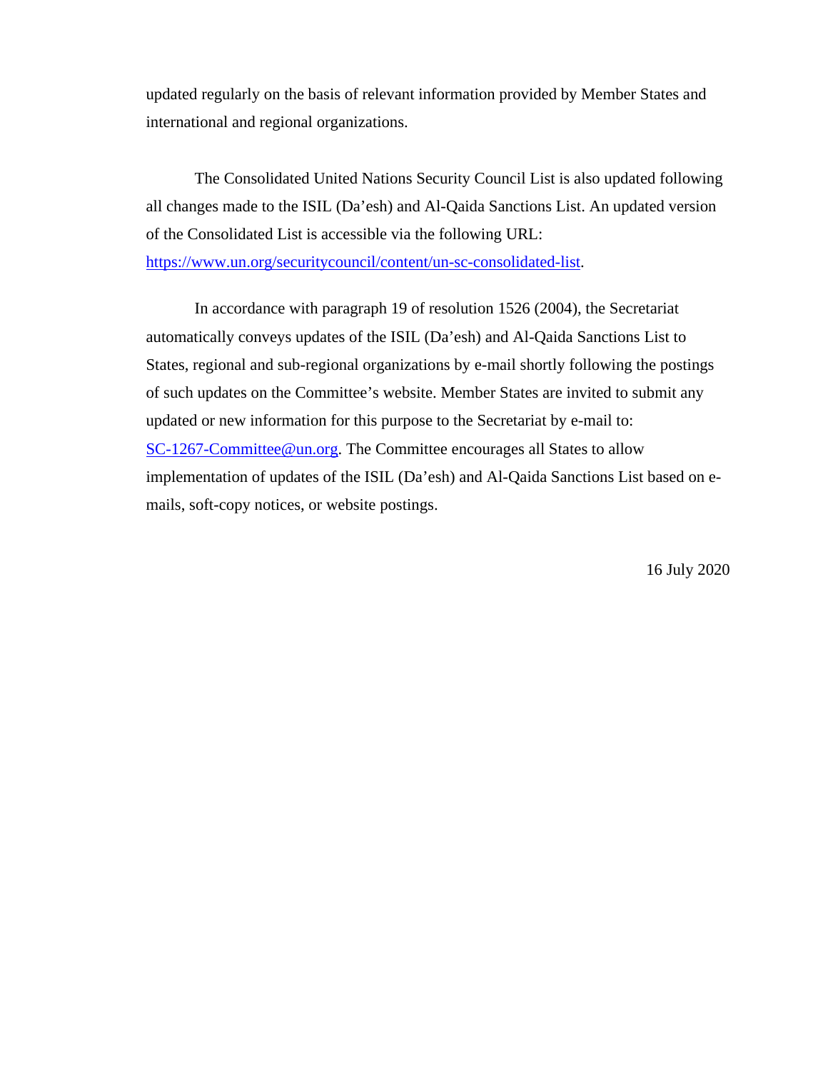updated regularly on the basis of relevant information provided by Member States and international and regional organizations.

The Consolidated United Nations Security Council List is also updated following all changes made to the ISIL (Da'esh) and Al-Qaida Sanctions List. An updated version of the Consolidated List is accessible via the following URL: [https://www.un.org/securitycouncil/content/un-sc-consolidated-list](https://www.un.org/securitycouncil/content/un-sc-consolidated-list).

In accordance with paragraph 19 of resolution 1526 (2004), the Secretariat automatically conveys updates of the ISIL (Da'esh) and Al-Qaida Sanctions List to States, regional and sub-regional organizations by e-mail shortly following the postings of such updates on the Committee's website. Member States are invited to submit any updated or new information for this purpose to the Secretariat by e-mail to: [SC-1267-Committee@un.org](mailto:SC-1267-Committee@un.org). The Committee encourages all States to allow implementation of updates of the ISIL (Da'esh) and Al-Qaida Sanctions List based on e-mails, soft-copy notices, or website postings.

16 July 2020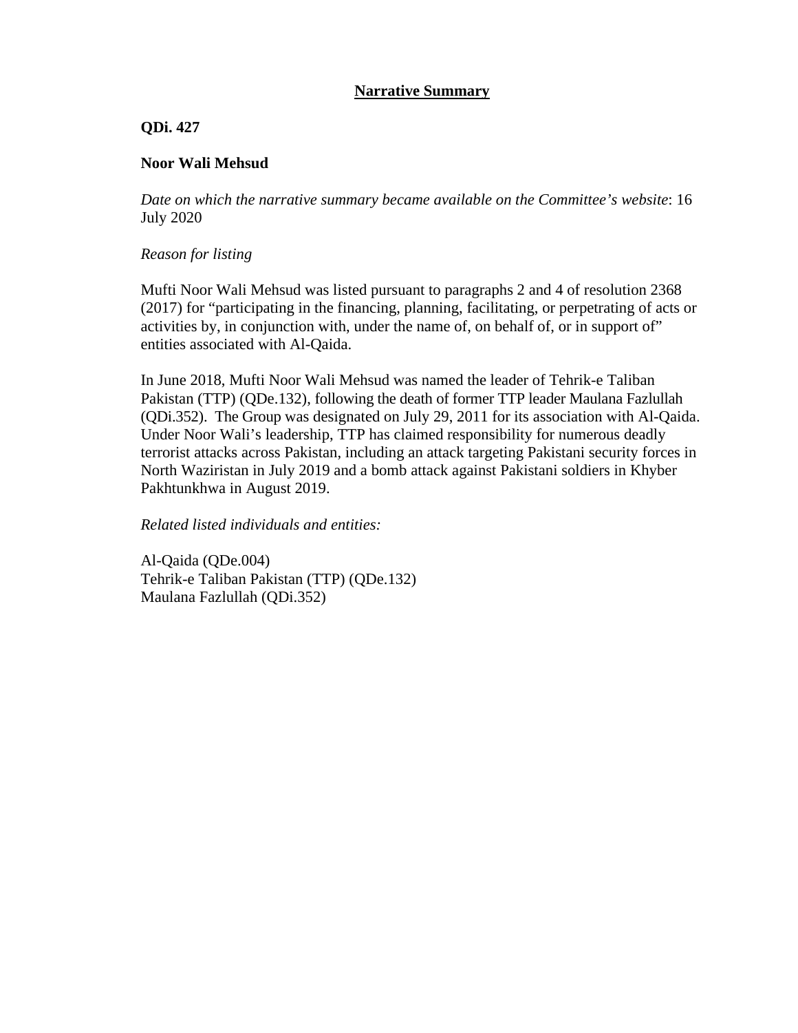**<u>Narrative Summary</u>**

**QDi. 427**

**Noor Wali Mehsud**

*Date on which the narrative summary became available on the Committee's website*: 16 July 2020

*Reason for listing*

Mufti Noor Wali Mehsud was listed pursuant to paragraphs 2 and 4 of resolution 2368 (2017) for "participating in the financing, planning, facilitating, or perpetrating of acts or activities by, in conjunction with, under the name of, on behalf of, or in support of" entities associated with Al-Qaida.

In June 2018, Mufti Noor Wali Mehsud was named the leader of Tehrik-e Taliban Pakistan (TTP) (QDe.132), following the death of former TTP leader Maulana Fazlullah (QDi.352). The Group was designated on July 29, 2011 for its association with Al-Qaida. Under Noor Wali's leadership, TTP has claimed responsibility for numerous deadly terrorist attacks across Pakistan, including an attack targeting Pakistani security forces in North Waziristan in July 2019 and a bomb attack against Pakistani soldiers in Khyber Pakhtunkhwa in August 2019.

*Related listed individuals and entities:*

Al-Qaida (QDe.004)
Tehrik-e Taliban Pakistan (TTP) (QDe.132)
Maulana Fazlullah (QDi.352)